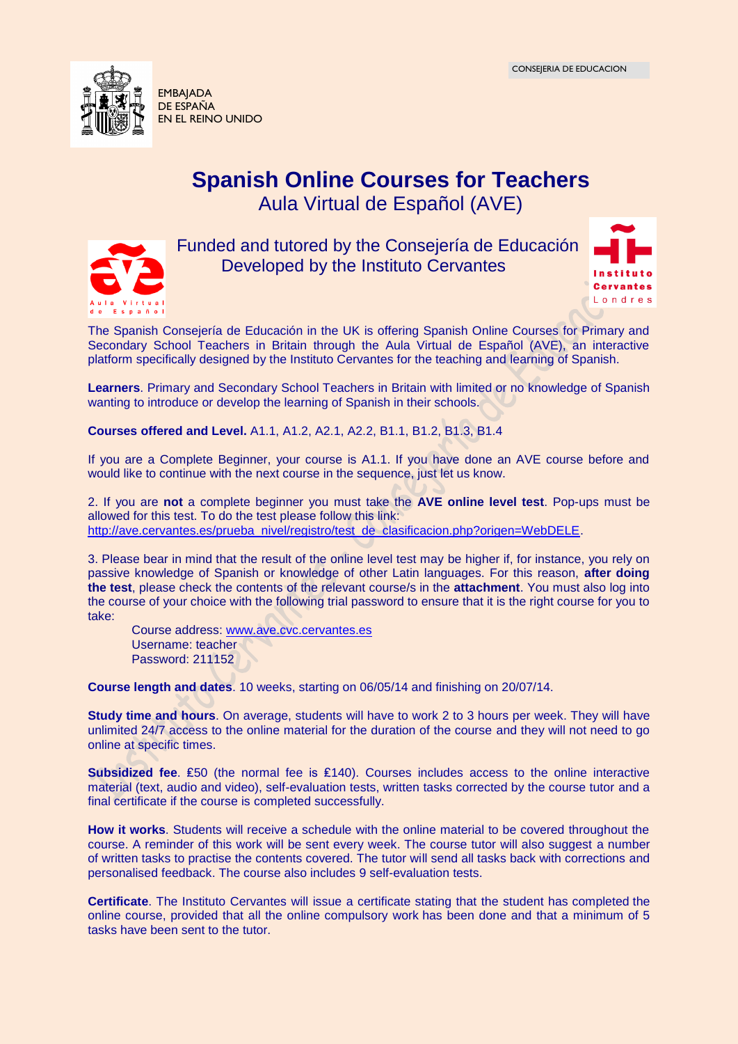CONSEJERIA DE EDUCACION

EMBAJADA
DE ESPAÑA
EN EL REINO UNIDO

# Spanish Online Courses for Teachers

## Aula Virtual de Español (AVE)

Funded and tutored by the Consejería de Educación
Developed by the Instituto Cervantes

The Spanish Consejería de Educación in the UK is offering Spanish Online Courses for Primary and Secondary School Teachers in Britain through the Aula Virtual de Español (AVE), an interactive platform specifically designed by the Instituto Cervantes for the teaching and learning of Spanish.

**Learners**. Primary and Secondary School Teachers in Britain with limited or no knowledge of Spanish wanting to introduce or develop the learning of Spanish in their schools.

**Courses offered and Level.** A1.1, A1.2, A2.1, A2.2, B1.1, B1.2, B1.3, B1.4

If you are a Complete Beginner, your course is A1.1. If you have done an AVE course before and would like to continue with the next course in the sequence, just let us know.

2. If you are **not** a complete beginner you must take the **AVE online level test**. Pop-ups must be allowed for this test. To do the test please follow this link: http://ave.cervantes.es/prueba_nivel/registro/test_de_clasificacion.php?origen=WebDELE.

3. Please bear in mind that the result of the online level test may be higher if, for instance, you rely on passive knowledge of Spanish or knowledge of other Latin languages. For this reason, **after doing the test**, please check the contents of the relevant course/s in the **attachment**. You must also log into the course of your choice with the following trial password to ensure that it is the right course for you to take:

Course address: www.ave.cvc.cervantes.es
Username: teacher
Password: 211152

**Course length and dates**. 10 weeks, starting on 06/05/14 and finishing on 20/07/14.

**Study time and hours**. On average, students will have to work 2 to 3 hours per week. They will have unlimited 24/7 access to the online material for the duration of the course and they will not need to go online at specific times.

**Subsidized fee**. £50 (the normal fee is £140). Courses includes access to the online interactive material (text, audio and video), self-evaluation tests, written tasks corrected by the course tutor and a final certificate if the course is completed successfully.

**How it works**. Students will receive a schedule with the online material to be covered throughout the course. A reminder of this work will be sent every week. The course tutor will also suggest a number of written tasks to practise the contents covered. The tutor will send all tasks back with corrections and personalised feedback. The course also includes 9 self-evaluation tests.

**Certificate**. The Instituto Cervantes will issue a certificate stating that the student has completed the online course, provided that all the online compulsory work has been done and that a minimum of 5 tasks have been sent to the tutor.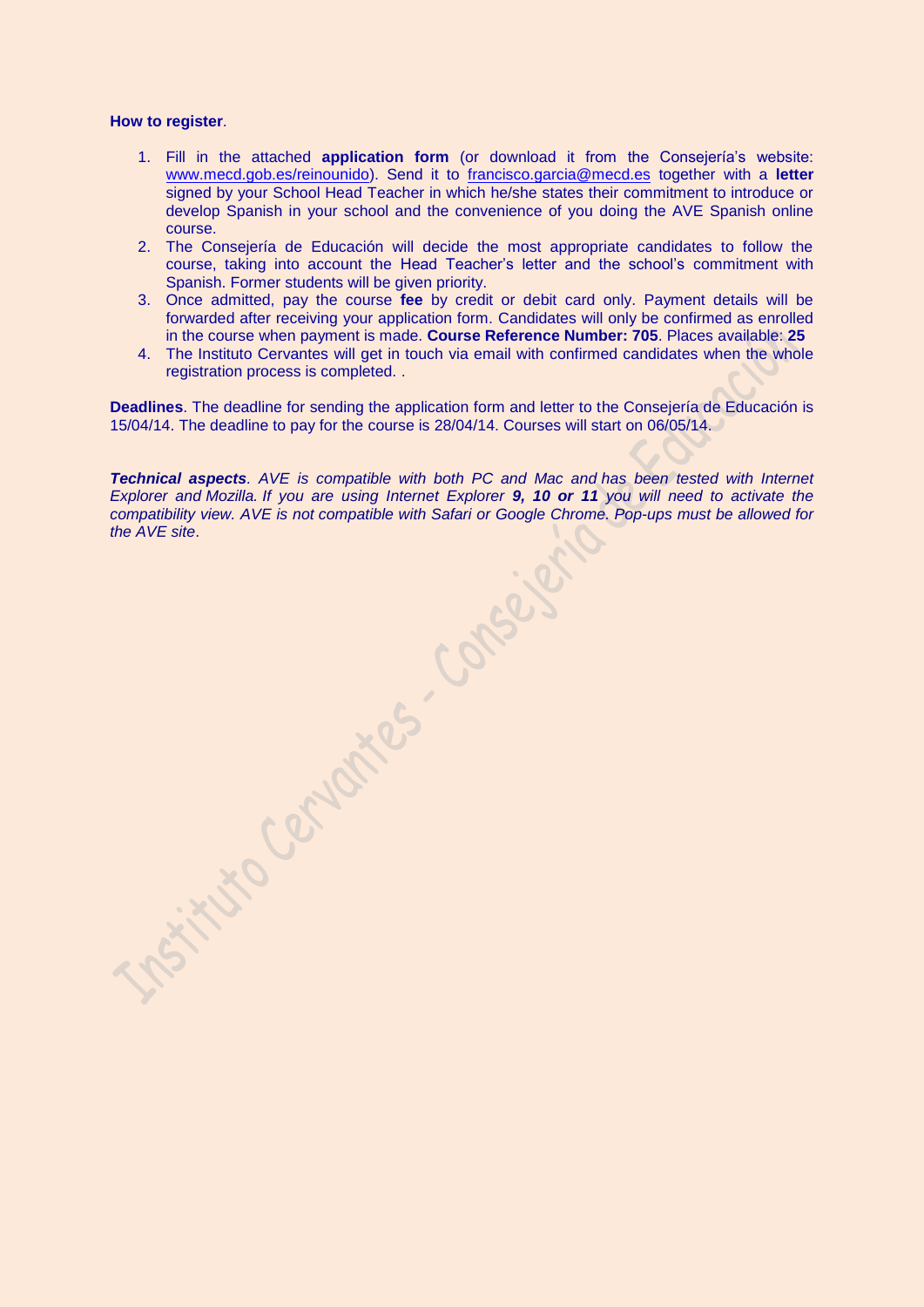**How to register**.

1. Fill in the attached **application form** (or download it from the Consejería's website: www.mecd.gob.es/reinounido). Send it to francisco.garcia@mecd.es together with a **letter** signed by your School Head Teacher in which he/she states their commitment to introduce or develop Spanish in your school and the convenience of you doing the AVE Spanish online course.
2. The Consejería de Educación will decide the most appropriate candidates to follow the course, taking into account the Head Teacher's letter and the school's commitment with Spanish. Former students will be given priority.
3. Once admitted, pay the course **fee** by credit or debit card only. Payment details will be forwarded after receiving your application form. Candidates will only be confirmed as enrolled in the course when payment is made. **Course Reference Number: 705**. Places available: **25**
4. The Instituto Cervantes will get in touch via email with confirmed candidates when the whole registration process is completed. .

**Deadlines**. The deadline for sending the application form and letter to the Consejería de Educación is 15/04/14. The deadline to pay for the course is 28/04/14. Courses will start on 06/05/14.

***Technical aspects****. AVE is compatible with both PC and Mac and has been tested with Internet Explorer and Mozilla. If you are using Internet Explorer* ***9, 10 or 11*** *you will need to activate the compatibility view. AVE is not compatible with Safari or Google Chrome. Pop-ups must be allowed for the AVE site*.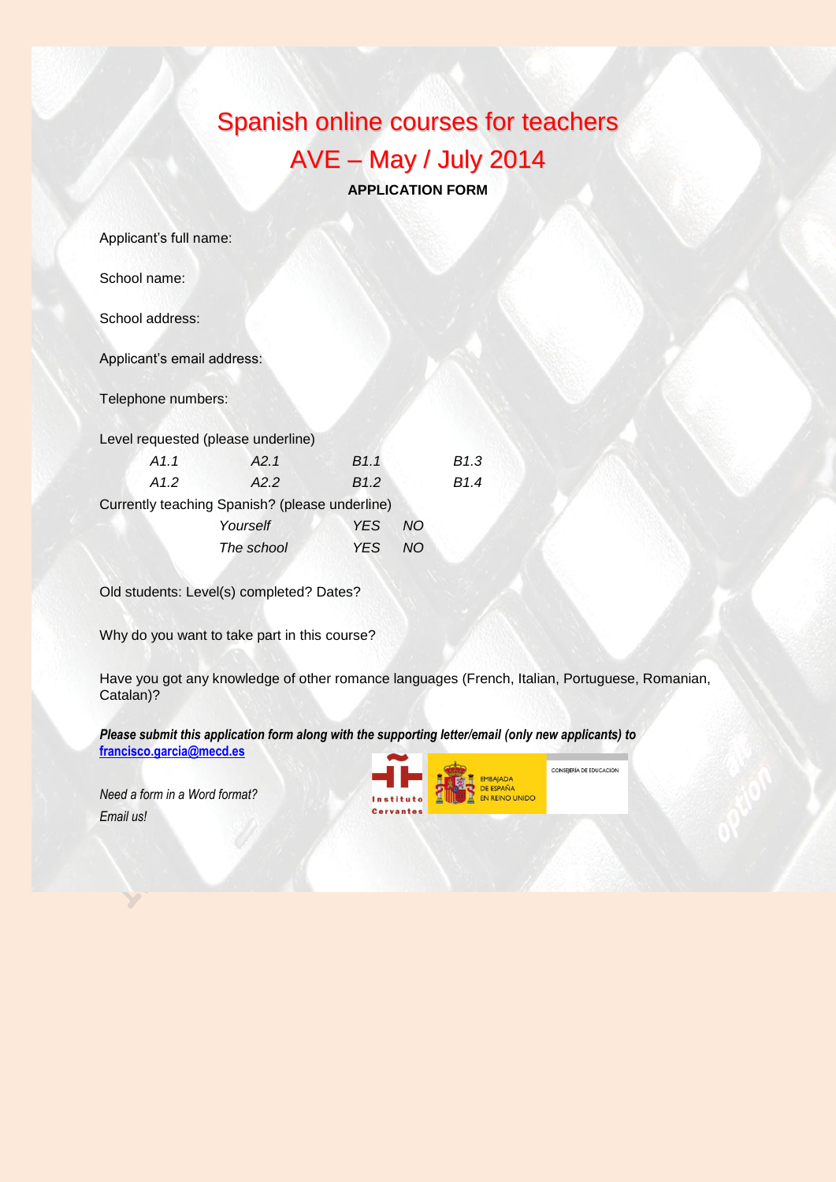# Spanish online courses for teachers

## AVE – May / July 2014

**APPLICATION FORM**

Applicant's full name:

School name:

School address:

Applicant's email address:

Telephone numbers:

Level requested (please underline)

| | | | |
|---|---|---|---|
| *A1.1* | *A2.1* | *B1.1* | *B1.3* |
| *A1.2* | *A2.2* | *B1.2* | *B1.4* |

Currently teaching Spanish? (please underline)

| | | |
|---|---|---|
| *Yourself* | *YES* | *NO* |
| *The school* | *YES* | *NO* |

Old students: Level(s) completed? Dates?

Why do you want to take part in this course?

Have you got any knowledge of other romance languages (French, Italian, Portuguese, Romanian, Catalan)?

***Please submit this application form along with the supporting letter/email (only new applicants) to*** **francisco.garcia@mecd.es**

*Need a form in a Word format?*
*Email us!*

Instituto Cervantes

EMBAJADA DE ESPAÑA EN REINO UNIDO

CONSEJERÍA DE EDUCACIÓN